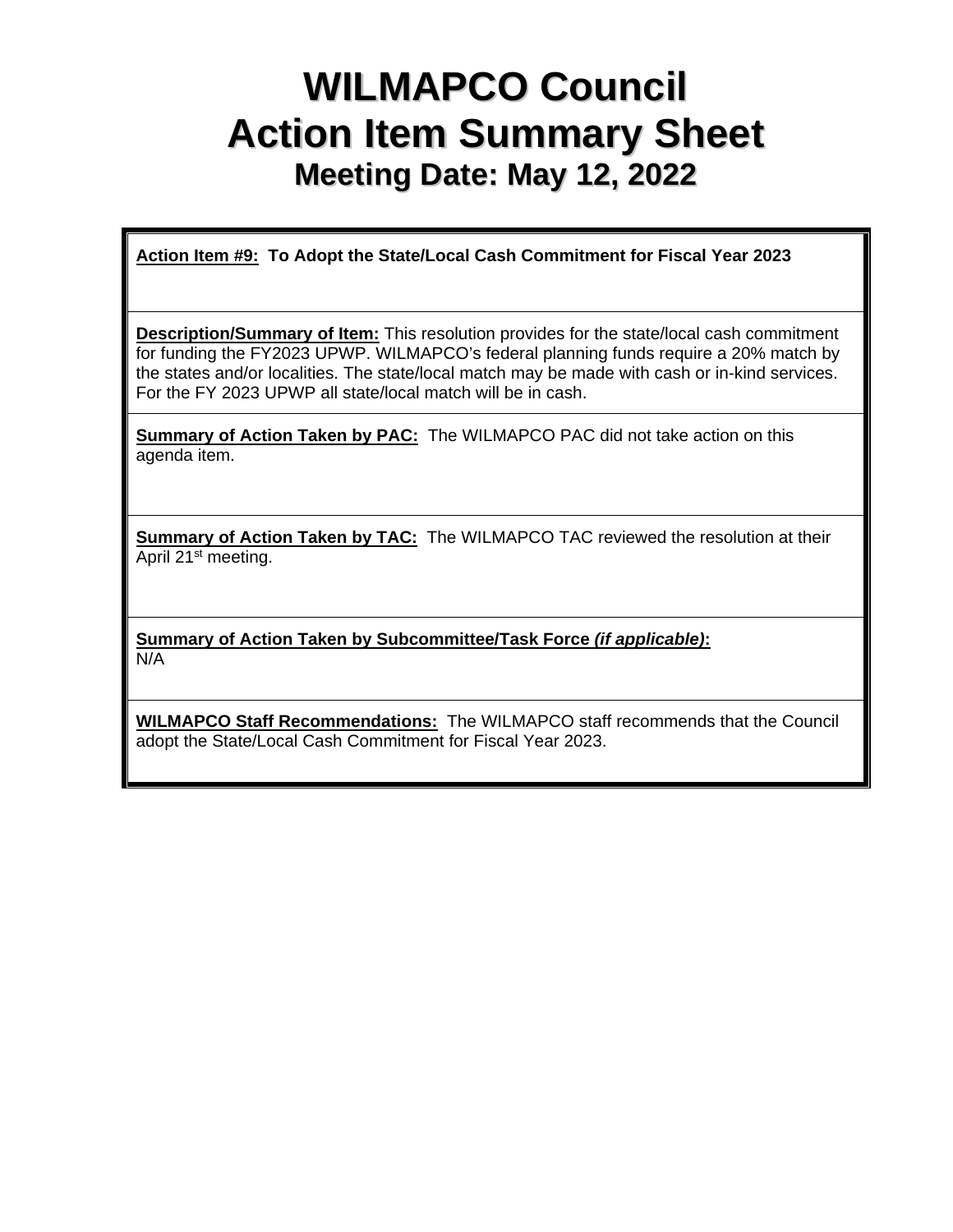# WILMAPCO Council
# Action Item Summary Sheet
## Meeting Date: May 12, 2022

**Action Item #9: To Adopt the State/Local Cash Commitment for Fiscal Year 2023**

**Description/Summary of Item:** This resolution provides for the state/local cash commitment for funding the FY2023 UPWP. WILMAPCO's federal planning funds require a 20% match by the states and/or localities. The state/local match may be made with cash or in-kind services. For the FY 2023 UPWP all state/local match will be in cash.

**Summary of Action Taken by PAC:** The WILMAPCO PAC did not take action on this agenda item.

**Summary of Action Taken by TAC:** The WILMAPCO TAC reviewed the resolution at their April 21st meeting.

**Summary of Action Taken by Subcommittee/Task Force *(if applicable)*:**
N/A

**WILMAPCO Staff Recommendations:** The WILMAPCO staff recommends that the Council adopt the State/Local Cash Commitment for Fiscal Year 2023.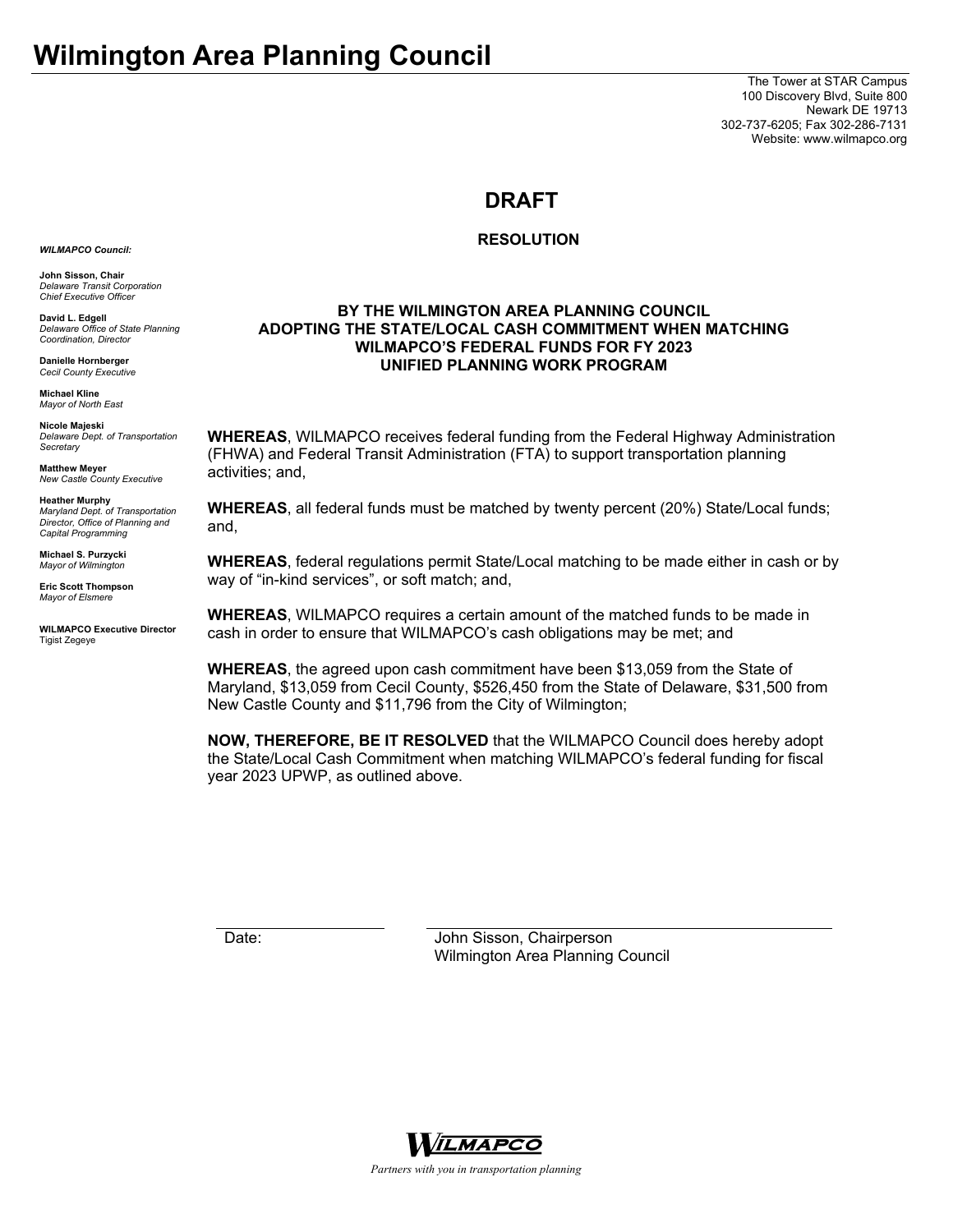# Wilmington Area Planning Council

The Tower at STAR Campus
100 Discovery Blvd, Suite 800
Newark DE 19713
302-737-6205; Fax 302-286-7131
Website: www.wilmapco.org

***WILMAPCO Council:***

**John Sisson, Chair**
*Delaware Transit Corporation Chief Executive Officer*

**David L. Edgell**
*Delaware Office of State Planning Coordination, Director*

**Danielle Hornberger**
*Cecil County Executive*

**Michael Kline**
*Mayor of North East*

**Nicole Majeski**
*Delaware Dept. of Transportation Secretary*

**Matthew Meyer**
*New Castle County Executive*

**Heather Murphy**
*Maryland Dept. of Transportation Director, Office of Planning and Capital Programming*

**Michael S. Purzycki**
*Mayor of Wilmington*

**Eric Scott Thompson**
*Mayor of Elsmere*

**WILMAPCO Executive Director**
Tigist Zegeye

## DRAFT

### RESOLUTION

**BY THE WILMINGTON AREA PLANNING COUNCIL ADOPTING THE STATE/LOCAL CASH COMMITMENT WHEN MATCHING WILMAPCO'S FEDERAL FUNDS FOR FY 2023 UNIFIED PLANNING WORK PROGRAM**

**WHEREAS**, WILMAPCO receives federal funding from the Federal Highway Administration (FHWA) and Federal Transit Administration (FTA) to support transportation planning activities; and,

**WHEREAS**, all federal funds must be matched by twenty percent (20%) State/Local funds; and,

**WHEREAS**, federal regulations permit State/Local matching to be made either in cash or by way of "in-kind services", or soft match; and,

**WHEREAS**, WILMAPCO requires a certain amount of the matched funds to be made in cash in order to ensure that WILMAPCO's cash obligations may be met; and

**WHEREAS**, the agreed upon cash commitment have been $13,059 from the State of Maryland, $13,059 from Cecil County, $526,450 from the State of Delaware, $31,500 from New Castle County and $11,796 from the City of Wilmington;

**NOW, THEREFORE, BE IT RESOLVED** that the WILMAPCO Council does hereby adopt the State/Local Cash Commitment when matching WILMAPCO's federal funding for fiscal year 2023 UPWP, as outlined above.

Date:

John Sisson, Chairperson
Wilmington Area Planning Council

WILMAPCO
*Partners with you in transportation planning*